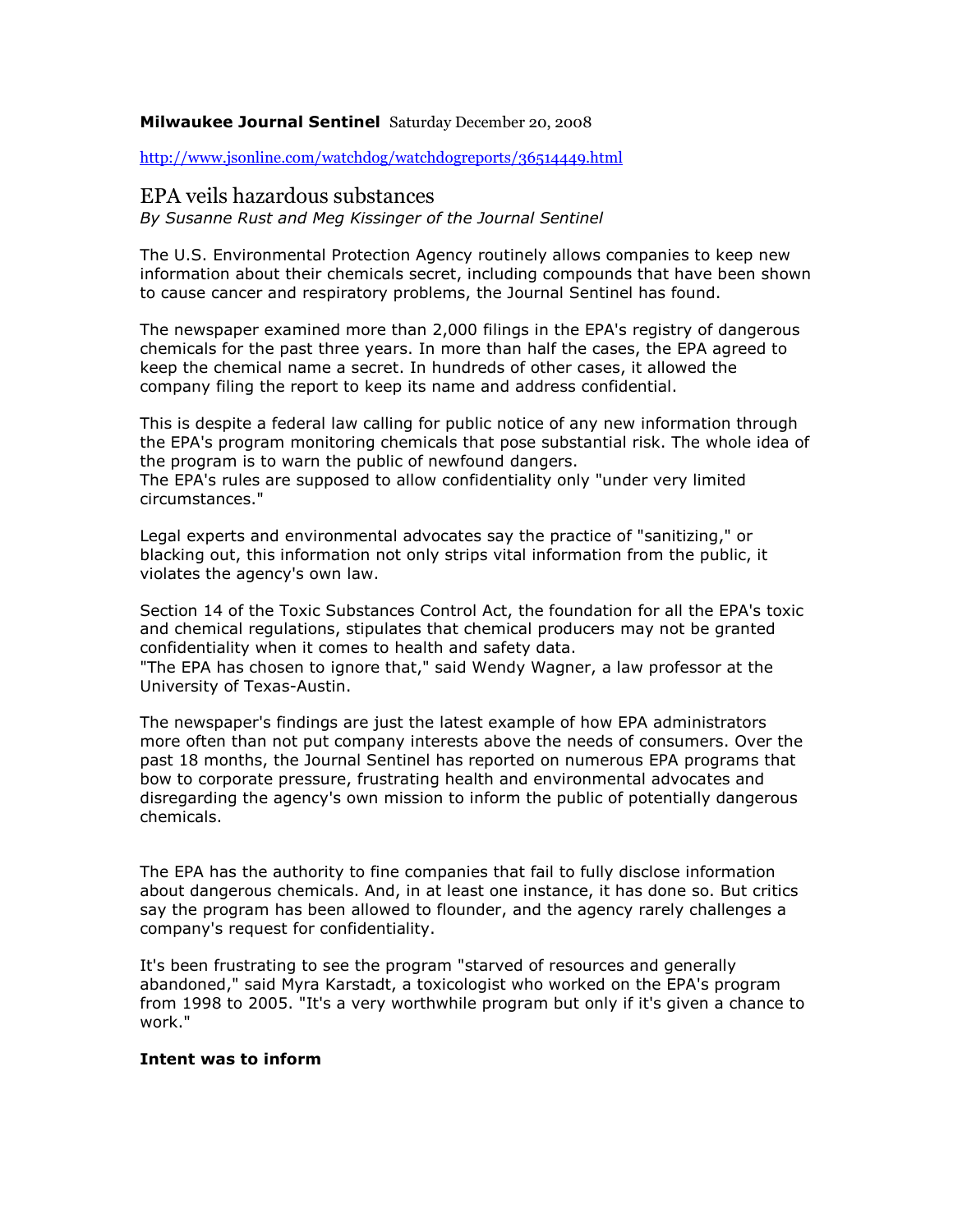**Milwaukee Journal Sentinel** Saturday December 20, 2008

http://www.jsonline.com/watchdog/watchdogreports/36514449.html

# EPA veils hazardous substances

*By Susanne Rust and Meg Kissinger of the Journal Sentinel*

The U.S. Environmental Protection Agency routinely allows companies to keep new information about their chemicals secret, including compounds that have been shown to cause cancer and respiratory problems, the Journal Sentinel has found.

The newspaper examined more than 2,000 filings in the EPA's registry of dangerous chemicals for the past three years. In more than half the cases, the EPA agreed to keep the chemical name a secret. In hundreds of other cases, it allowed the company filing the report to keep its name and address confidential.

This is despite a federal law calling for public notice of any new information through the EPA's program monitoring chemicals that pose substantial risk. The whole idea of the program is to warn the public of newfound dangers.
The EPA's rules are supposed to allow confidentiality only "under very limited circumstances."

Legal experts and environmental advocates say the practice of "sanitizing," or blacking out, this information not only strips vital information from the public, it violates the agency's own law.

Section 14 of the Toxic Substances Control Act, the foundation for all the EPA's toxic and chemical regulations, stipulates that chemical producers may not be granted confidentiality when it comes to health and safety data.
"The EPA has chosen to ignore that," said Wendy Wagner, a law professor at the University of Texas-Austin.

The newspaper's findings are just the latest example of how EPA administrators more often than not put company interests above the needs of consumers. Over the past 18 months, the Journal Sentinel has reported on numerous EPA programs that bow to corporate pressure, frustrating health and environmental advocates and disregarding the agency's own mission to inform the public of potentially dangerous chemicals.

The EPA has the authority to fine companies that fail to fully disclose information about dangerous chemicals. And, in at least one instance, it has done so. But critics say the program has been allowed to flounder, and the agency rarely challenges a company's request for confidentiality.

It's been frustrating to see the program "starved of resources and generally abandoned," said Myra Karstadt, a toxicologist who worked on the EPA's program from 1998 to 2005. "It's a very worthwhile program but only if it's given a chance to work."

**Intent was to inform**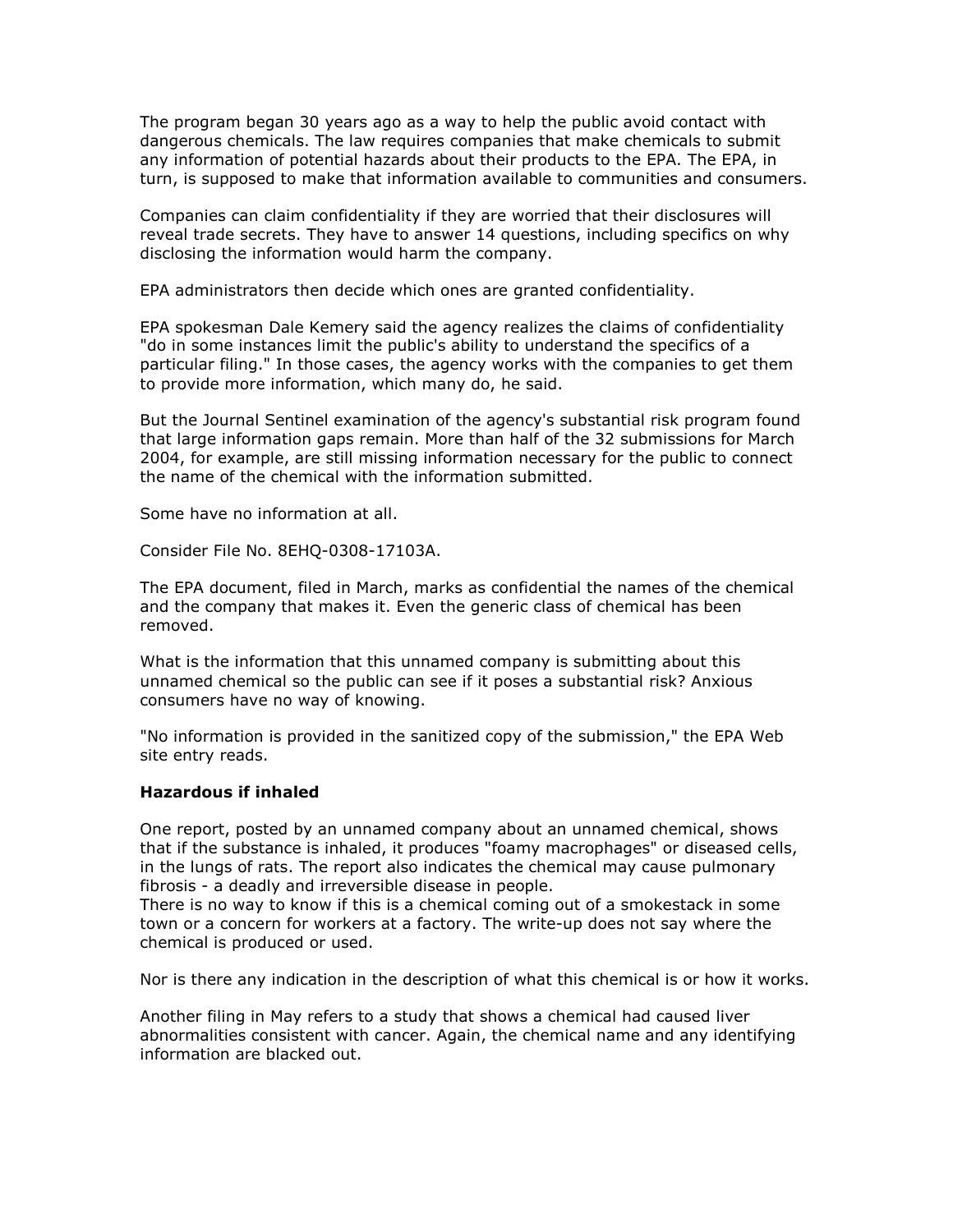The program began 30 years ago as a way to help the public avoid contact with dangerous chemicals. The law requires companies that make chemicals to submit any information of potential hazards about their products to the EPA. The EPA, in turn, is supposed to make that information available to communities and consumers.

Companies can claim confidentiality if they are worried that their disclosures will reveal trade secrets. They have to answer 14 questions, including specifics on why disclosing the information would harm the company.

EPA administrators then decide which ones are granted confidentiality.

EPA spokesman Dale Kemery said the agency realizes the claims of confidentiality "do in some instances limit the public's ability to understand the specifics of a particular filing." In those cases, the agency works with the companies to get them to provide more information, which many do, he said.

But the Journal Sentinel examination of the agency's substantial risk program found that large information gaps remain. More than half of the 32 submissions for March 2004, for example, are still missing information necessary for the public to connect the name of the chemical with the information submitted.

Some have no information at all.

Consider File No. 8EHQ-0308-17103A.

The EPA document, filed in March, marks as confidential the names of the chemical and the company that makes it. Even the generic class of chemical has been removed.

What is the information that this unnamed company is submitting about this unnamed chemical so the public can see if it poses a substantial risk? Anxious consumers have no way of knowing.

"No information is provided in the sanitized copy of the submission," the EPA Web site entry reads.

**Hazardous if inhaled**

One report, posted by an unnamed company about an unnamed chemical, shows that if the substance is inhaled, it produces "foamy macrophages" or diseased cells, in the lungs of rats. The report also indicates the chemical may cause pulmonary fibrosis - a deadly and irreversible disease in people.
There is no way to know if this is a chemical coming out of a smokestack in some town or a concern for workers at a factory. The write-up does not say where the chemical is produced or used.

Nor is there any indication in the description of what this chemical is or how it works.

Another filing in May refers to a study that shows a chemical had caused liver abnormalities consistent with cancer. Again, the chemical name and any identifying information are blacked out.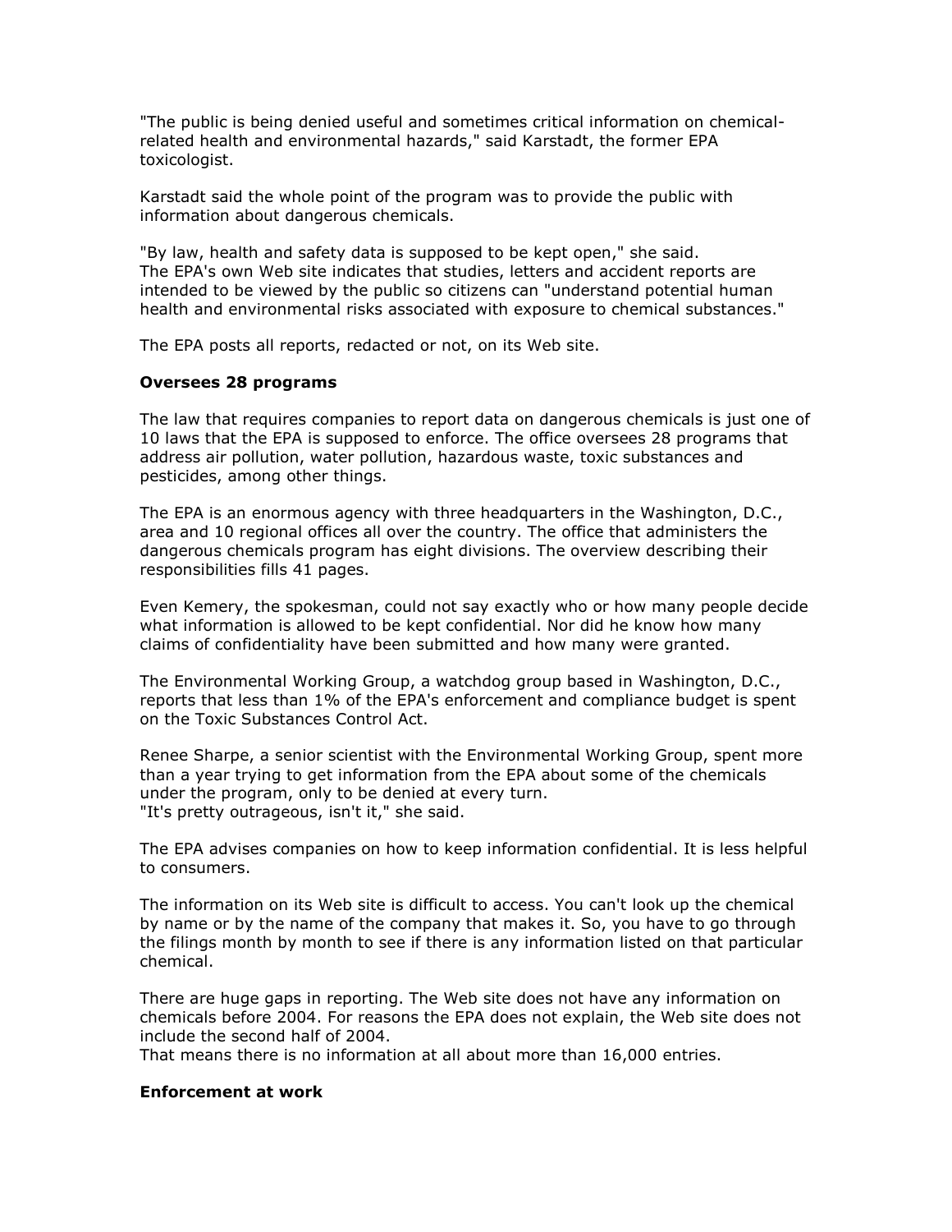"The public is being denied useful and sometimes critical information on chemical-related health and environmental hazards," said Karstadt, the former EPA toxicologist.

Karstadt said the whole point of the program was to provide the public with information about dangerous chemicals.

"By law, health and safety data is supposed to be kept open," she said.
The EPA's own Web site indicates that studies, letters and accident reports are intended to be viewed by the public so citizens can "understand potential human health and environmental risks associated with exposure to chemical substances."

The EPA posts all reports, redacted or not, on its Web site.

**Oversees 28 programs**

The law that requires companies to report data on dangerous chemicals is just one of 10 laws that the EPA is supposed to enforce. The office oversees 28 programs that address air pollution, water pollution, hazardous waste, toxic substances and pesticides, among other things.

The EPA is an enormous agency with three headquarters in the Washington, D.C., area and 10 regional offices all over the country. The office that administers the dangerous chemicals program has eight divisions. The overview describing their responsibilities fills 41 pages.

Even Kemery, the spokesman, could not say exactly who or how many people decide what information is allowed to be kept confidential. Nor did he know how many claims of confidentiality have been submitted and how many were granted.

The Environmental Working Group, a watchdog group based in Washington, D.C., reports that less than 1% of the EPA's enforcement and compliance budget is spent on the Toxic Substances Control Act.

Renee Sharpe, a senior scientist with the Environmental Working Group, spent more than a year trying to get information from the EPA about some of the chemicals under the program, only to be denied at every turn.
"It's pretty outrageous, isn't it," she said.

The EPA advises companies on how to keep information confidential. It is less helpful to consumers.

The information on its Web site is difficult to access. You can't look up the chemical by name or by the name of the company that makes it. So, you have to go through the filings month by month to see if there is any information listed on that particular chemical.

There are huge gaps in reporting. The Web site does not have any information on chemicals before 2004. For reasons the EPA does not explain, the Web site does not include the second half of 2004.
That means there is no information at all about more than 16,000 entries.

**Enforcement at work**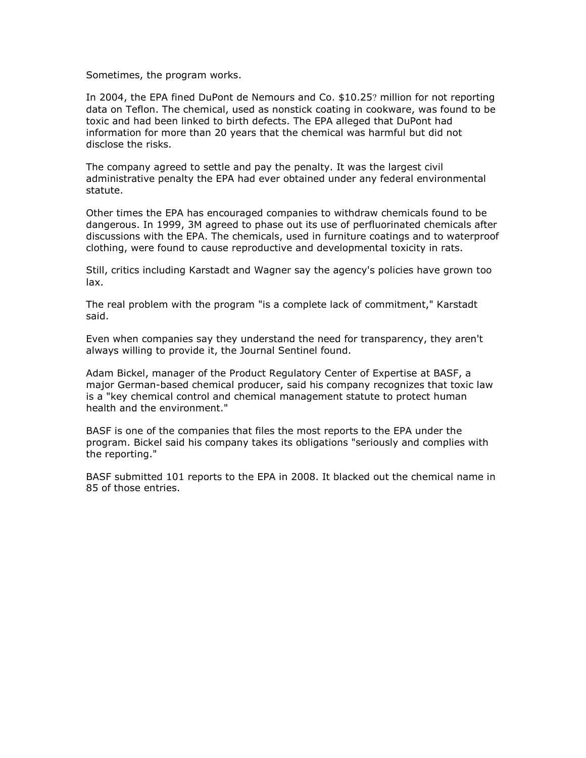Sometimes, the program works.

In 2004, the EPA fined DuPont de Nemours and Co. $10.25? million for not reporting data on Teflon. The chemical, used as nonstick coating in cookware, was found to be toxic and had been linked to birth defects. The EPA alleged that DuPont had information for more than 20 years that the chemical was harmful but did not disclose the risks.

The company agreed to settle and pay the penalty. It was the largest civil administrative penalty the EPA had ever obtained under any federal environmental statute.

Other times the EPA has encouraged companies to withdraw chemicals found to be dangerous. In 1999, 3M agreed to phase out its use of perfluorinated chemicals after discussions with the EPA. The chemicals, used in furniture coatings and to waterproof clothing, were found to cause reproductive and developmental toxicity in rats.

Still, critics including Karstadt and Wagner say the agency's policies have grown too lax.

The real problem with the program "is a complete lack of commitment," Karstadt said.

Even when companies say they understand the need for transparency, they aren't always willing to provide it, the Journal Sentinel found.

Adam Bickel, manager of the Product Regulatory Center of Expertise at BASF, a major German-based chemical producer, said his company recognizes that toxic law is a "key chemical control and chemical management statute to protect human health and the environment."

BASF is one of the companies that files the most reports to the EPA under the program. Bickel said his company takes its obligations "seriously and complies with the reporting."

BASF submitted 101 reports to the EPA in 2008. It blacked out the chemical name in 85 of those entries.